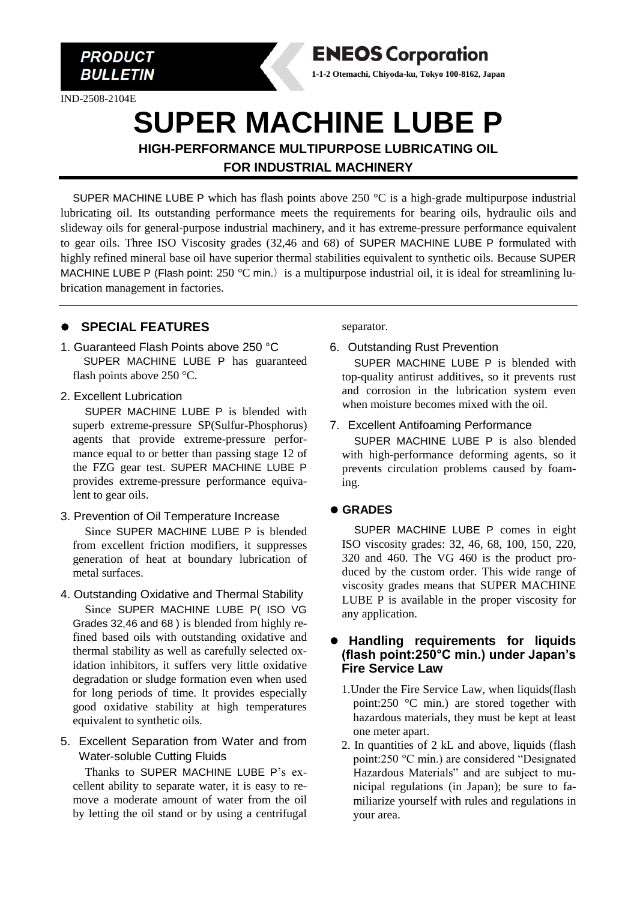**PRODUCT BULLETIN**

**ENEOS Corporation**

1-1-2 Otemachi, Chiyoda-ku, Tokyo 100-8162, Japan

IND-2508-2104E

# SUPER MACHINE LUBE P

**HIGH-PERFORMANCE MULTIPURPOSE LUBRICATING OIL FOR INDUSTRIAL MACHINERY**

SUPER MACHINE LUBE P which has flash points above 250 °C is a high-grade multipurpose industrial lubricating oil. Its outstanding performance meets the requirements for bearing oils, hydraulic oils and slideway oils for general-purpose industrial machinery, and it has extreme-pressure performance equivalent to gear oils. Three ISO Viscosity grades (32,46 and 68) of SUPER MACHINE LUBE P formulated with highly refined mineral base oil have superior thermal stabilities equivalent to synthetic oils. Because SUPER MACHINE LUBE P (Flash point: 250 °C min.) is a multipurpose industrial oil, it is ideal for streamlining lubrication management in factories.

## SPECIAL FEATURES

1. Guaranteed Flash Points above 250 °C

SUPER MACHINE LUBE P has guaranteed flash points above 250 °C.

2. Excellent Lubrication

SUPER MACHINE LUBE P is blended with superb extreme-pressure SP(Sulfur-Phosphorus) agents that provide extreme-pressure performance equal to or better than passing stage 12 of the FZG gear test. SUPER MACHINE LUBE P provides extreme-pressure performance equivalent to gear oils.

3. Prevention of Oil Temperature Increase

Since SUPER MACHINE LUBE P is blended from excellent friction modifiers, it suppresses generation of heat at boundary lubrication of metal surfaces.

4. Outstanding Oxidative and Thermal Stability

Since SUPER MACHINE LUBE P( ISO VG Grades 32,46 and 68 ) is blended from highly refined based oils with outstanding oxidative and thermal stability as well as carefully selected oxidation inhibitors, it suffers very little oxidative degradation or sludge formation even when used for long periods of time. It provides especially good oxidative stability at high temperatures equivalent to synthetic oils.

5. Excellent Separation from Water and from Water-soluble Cutting Fluids

Thanks to SUPER MACHINE LUBE P's excellent ability to separate water, it is easy to remove a moderate amount of water from the oil by letting the oil stand or by using a centrifugal separator.

6. Outstanding Rust Prevention

SUPER MACHINE LUBE P is blended with top-quality antirust additives, so it prevents rust and corrosion in the lubrication system even when moisture becomes mixed with the oil.

7. Excellent Antifoaming Performance

SUPER MACHINE LUBE P is also blended with high-performance deforming agents, so it prevents circulation problems caused by foaming.

## GRADES

SUPER MACHINE LUBE P comes in eight ISO viscosity grades: 32, 46, 68, 100, 150, 220, 320 and 460. The VG 460 is the product produced by the custom order. This wide range of viscosity grades means that SUPER MACHINE LUBE P is available in the proper viscosity for any application.

## Handling requirements for liquids (flash point:250°C min.) under Japan's Fire Service Law

1. Under the Fire Service Law, when liquids(flash point:250 °C min.) are stored together with hazardous materials, they must be kept at least one meter apart.
2. In quantities of 2 kL and above, liquids (flash point:250 °C min.) are considered "Designated Hazardous Materials" and are subject to municipal regulations (in Japan); be sure to familiarize yourself with rules and regulations in your area.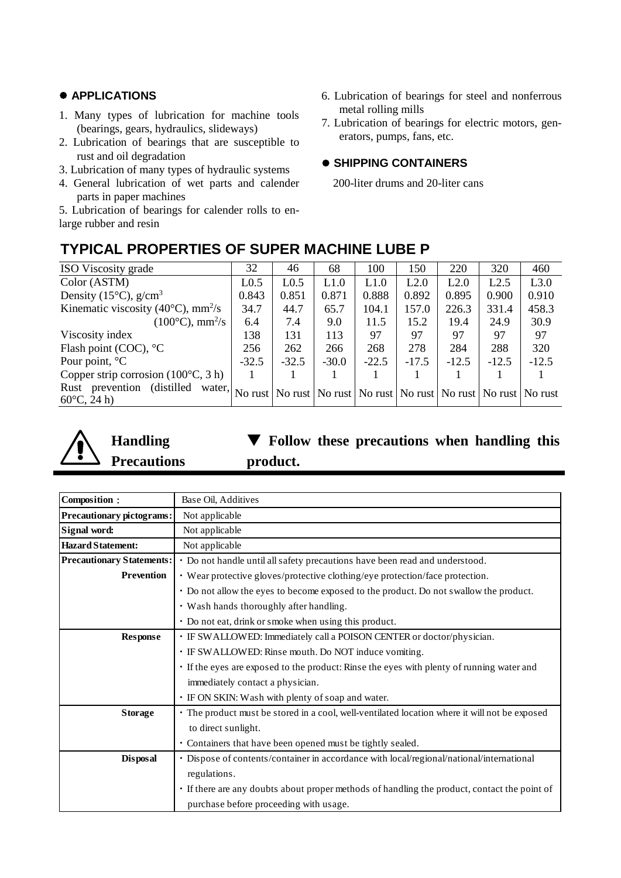## ● APPLICATIONS

1. Many types of lubrication for machine tools (bearings, gears, hydraulics, slideways)
2. Lubrication of bearings that are susceptible to rust and oil degradation
3. Lubrication of many types of hydraulic systems
4. General lubrication of wet parts and calender parts in paper machines
5. Lubrication of bearings for calender rolls to enlarge rubber and resin
6. Lubrication of bearings for steel and nonferrous metal rolling mills
7. Lubrication of bearings for electric motors, generators, pumps, fans, etc.

## ● SHIPPING CONTAINERS

200-liter drums and 20-liter cans

# TYPICAL PROPERTIES OF SUPER MACHINE LUBE P

| ISO Viscosity grade | 32 | 46 | 68 | 100 | 150 | 220 | 320 | 460 |
|---|---|---|---|---|---|---|---|---|
| Color (ASTM) | L0.5 | L0.5 | L1.0 | L1.0 | L2.0 | L2.0 | L2.5 | L3.0 |
| Density (15°C), g/cm$^3$ | 0.843 | 0.851 | 0.871 | 0.888 | 0.892 | 0.895 | 0.900 | 0.910 |
| Kinematic viscosity (40°C), mm$^2$/s | 34.7 | 44.7 | 65.7 | 104.1 | 157.0 | 226.3 | 331.4 | 458.3 |
| (100°C), mm$^2$/s | 6.4 | 7.4 | 9.0 | 11.5 | 15.2 | 19.4 | 24.9 | 30.9 |
| Viscosity index | 138 | 131 | 113 | 97 | 97 | 97 | 97 | 97 |
| Flash point (COC), °C | 256 | 262 | 266 | 268 | 278 | 284 | 288 | 320 |
| Pour point, °C | -32.5 | -32.5 | -30.0 | -22.5 | -17.5 | -12.5 | -12.5 | -12.5 |
| Copper strip corrosion (100°C, 3 h) | 1 | 1 | 1 | 1 | 1 | 1 | 1 | 1 |
| Rust prevention (distilled water, 60°C, 24 h) | No rust | No rust | No rust | No rust | No rust | No rust | No rust | No rust |

**Handling Precautions**

**▼ Follow these precautions when handling this product.**

| | |
|---|---|
| **Composition**: | Base Oil, Additives |
| **Precautionary pictograms:** | Not applicable |
| **Signal word:** | Not applicable |
| **Hazard Statement:** | Not applicable |
| **Precautionary Statements:** | ・Do not handle until all safety precautions have been read and understood. |
| **Prevention** | ・Wear protective gloves/protective clothing/eye protection/face protection. |
| | ・Do not allow the eyes to become exposed to the product. Do not swallow the product. |
| | ・Wash hands thoroughly after handling. |
| | ・Do not eat, drink or smoke when using this product. |
| **Response** | ・IF SWALLOWED: Immediately call a POISON CENTER or doctor/physician. |
| | ・IF SWALLOWED: Rinse mouth. Do NOT induce vomiting. |
| | ・If the eyes are exposed to the product: Rinse the eyes with plenty of running water and immediately contact a physician. |
| | ・IF ON SKIN: Wash with plenty of soap and water. |
| **Storage** | ・The product must be stored in a cool, well-ventilated location where it will not be exposed to direct sunlight. |
| | ・Containers that have been opened must be tightly sealed. |
| **Disposal** | ・Dispose of contents/container in accordance with local/regional/national/international regulations. |
| | ・If there are any doubts about proper methods of handling the product, contact the point of purchase before proceeding with usage. |